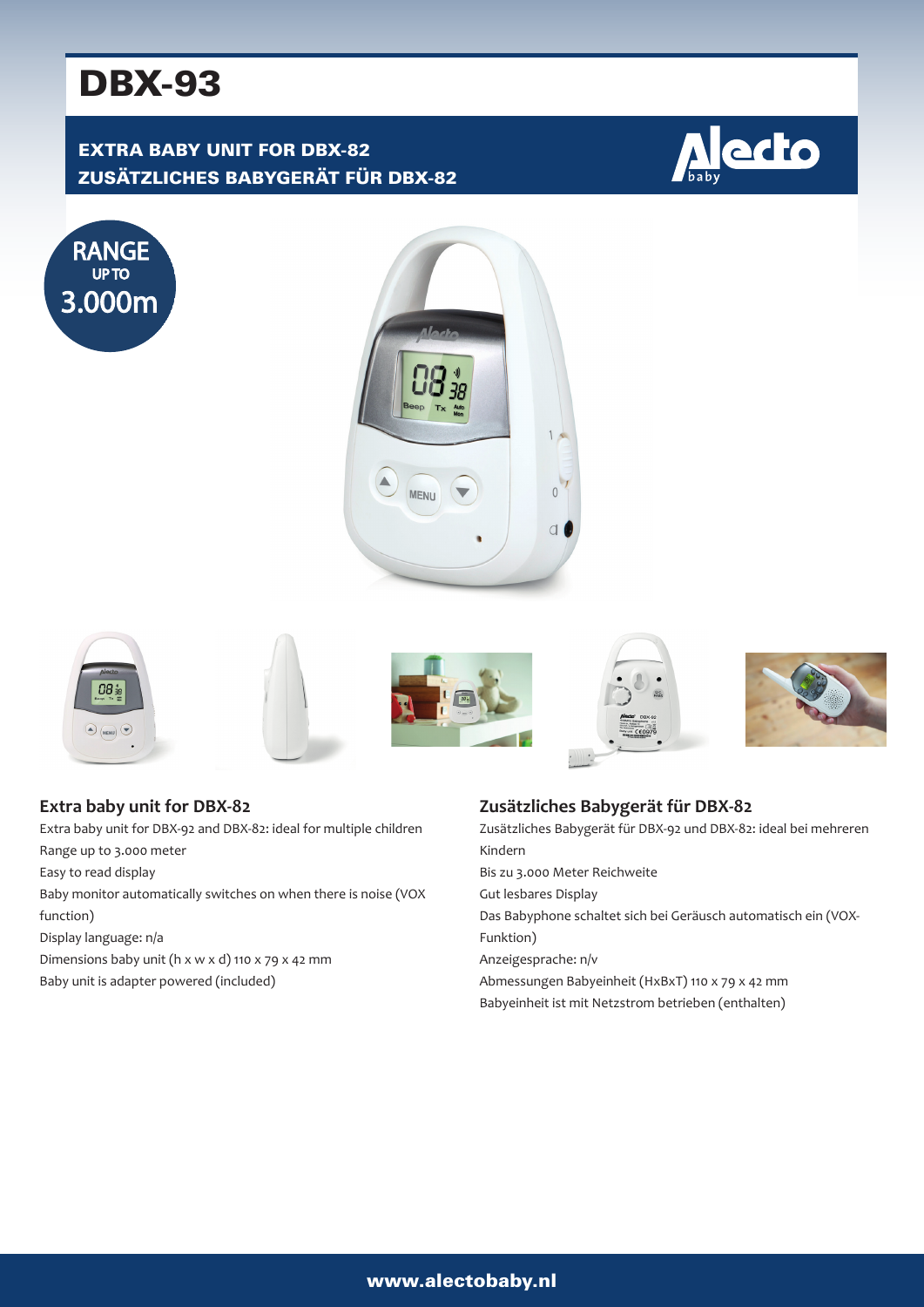# DBX-93

## EXTRA BABY UNIT FOR DBX-82
## ZUSÄTZLICHES BABYGERÄT FÜR DBX-82

RANGE UP TO 3.000m

### Extra baby unit for DBX-82

Extra baby unit for DBX-92 and DBX-82: ideal for multiple children
Range up to 3.000 meter
Easy to read display
Baby monitor automatically switches on when there is noise (VOX function)
Display language: n/a
Dimensions baby unit (h x w x d) 110 x 79 x 42 mm
Baby unit is adapter powered (included)

### Zusätzliches Babygerät für DBX-82

Zusätzliches Babygerät für DBX-92 und DBX-82: ideal bei mehreren Kindern
Bis zu 3.000 Meter Reichweite
Gut lesbares Display
Das Babyphone schaltet sich bei Geräusch automatisch ein (VOX-Funktion)
Anzeigesprache: n/v
Abmessungen Babyeinheit (HxBxT) 110 x 79 x 42 mm
Babyeinheit ist mit Netzstrom betrieben (enthalten)

www.alectobaby.nl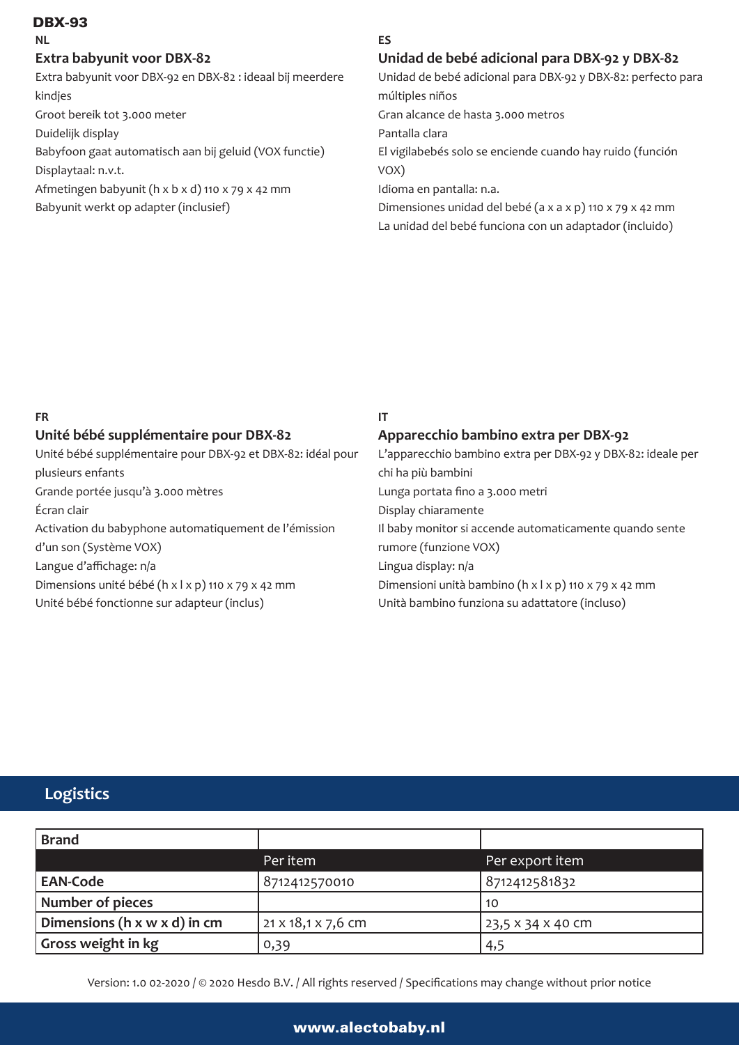**DBX-93**

**NL**

### Extra babyunit voor DBX-82

Extra babyunit voor DBX-92 en DBX-82 : ideaal bij meerdere kindjes
Groot bereik tot 3.000 meter
Duidelijk display
Babyfoon gaat automatisch aan bij geluid (VOX functie)
Displaytaal: n.v.t.
Afmetingen babyunit (h x b x d) 110 x 79 x 42 mm
Babyunit werkt op adapter (inclusief)

**ES**

### Unidad de bebé adicional para DBX-92 y DBX-82

Unidad de bebé adicional para DBX-92 y DBX-82: perfecto para múltiples niños
Gran alcance de hasta 3.000 metros
Pantalla clara
El vigilabebés solo se enciende cuando hay ruido (función VOX)
Idioma en pantalla: n.a.
Dimensiones unidad del bebé (a x a x p) 110 x 79 x 42 mm
La unidad del bebé funciona con un adaptador (incluido)

**FR**

### Unité bébé supplémentaire pour DBX-82

Unité bébé supplémentaire pour DBX-92 et DBX-82: idéal pour plusieurs enfants
Grande portée jusqu'à 3.000 mètres
Écran clair
Activation du babyphone automatiquement de l'émission d'un son (Système VOX)
Langue d'affichage: n/a
Dimensions unité bébé (h x l x p) 110 x 79 x 42 mm
Unité bébé fonctionne sur adapteur (inclus)

**IT**

### Apparecchio bambino extra per DBX-92

L'apparecchio bambino extra per DBX-92 y DBX-82: ideale per chi ha più bambini
Lunga portata fino a 3.000 metri
Display chiaramente
Il baby monitor si accende automaticamente quando sente rumore (funzione VOX)
Lingua display: n/a
Dimensioni unità bambino (h x l x p) 110 x 79 x 42 mm
Unità bambino funziona su adattatore (incluso)

## Logistics

| Brand | | |
|---|---|---|
| | Per item | Per export item |
| **EAN-Code** | 8712412570010 | 8712412581832 |
| **Number of pieces** | | 10 |
| **Dimensions (h x w x d) in cm** | 21 x 18,1 x 7,6 cm | 23,5 x 34 x 40 cm |
| **Gross weight in kg** | 0,39 | 4,5 |

Version: 1.0 02-2020 / © 2020 Hesdo B.V. / All rights reserved / Specifications may change without prior notice

www.alectobaby.nl